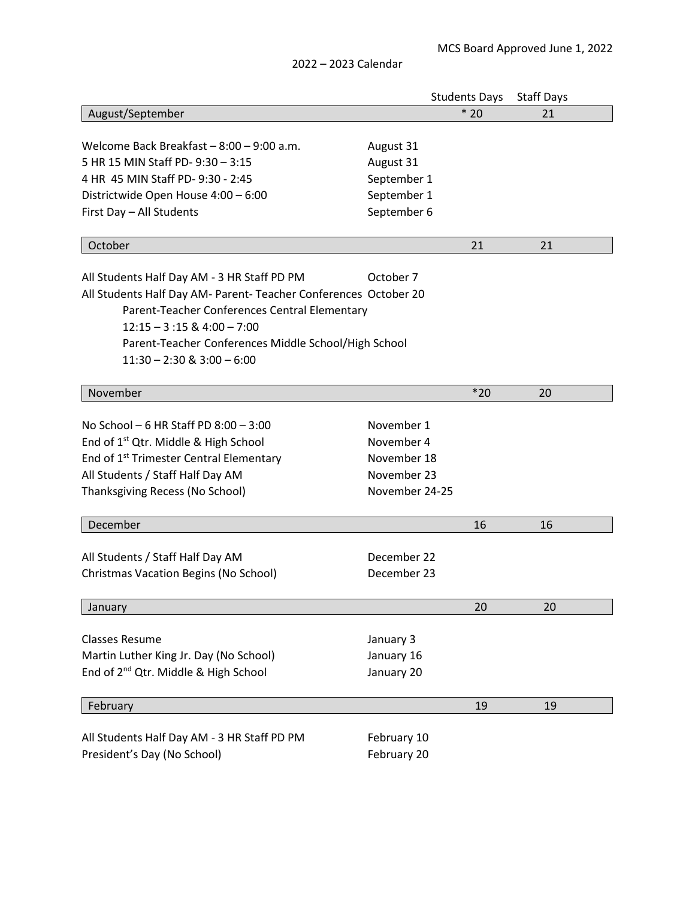MCS Board Approved June 1, 2022

# 2022 – 2023 Calendar

| | | Students Days | Staff Days |
|---|---|---|---|
| **August/September** | | * 20 | 21 |
| Welcome Back Breakfast – 8:00 – 9:00 a.m. | August 31 | | |
| 5 HR 15 MIN Staff PD- 9:30 – 3:15 | August 31 | | |
| 4 HR 45 MIN Staff PD- 9:30 - 2:45 | September 1 | | |
| Districtwide Open House 4:00 – 6:00 | September 1 | | |
| First Day – All Students | September 6 | | |
| **October** | | 21 | 21 |
| All Students Half Day AM - 3 HR Staff PD PM | October 7 | | |
| All Students Half Day AM- Parent- Teacher Conferences | October 20 | | |
| Parent-Teacher Conferences Central Elementary 12:15 – 3 :15 & 4:00 – 7:00 | | | |
| Parent-Teacher Conferences Middle School/High School 11:30 – 2:30 & 3:00 – 6:00 | | | |
| **November** | | *20 | 20 |
| No School – 6 HR Staff PD 8:00 – 3:00 | November 1 | | |
| End of 1st Qtr. Middle & High School | November 4 | | |
| End of 1st Trimester Central Elementary | November 18 | | |
| All Students / Staff Half Day AM | November 23 | | |
| Thanksgiving Recess (No School) | November 24-25 | | |
| **December** | | 16 | 16 |
| All Students / Staff Half Day AM | December 22 | | |
| Christmas Vacation Begins (No School) | December 23 | | |
| **January** | | 20 | 20 |
| Classes Resume | January 3 | | |
| Martin Luther King Jr. Day (No School) | January 16 | | |
| End of 2nd Qtr. Middle & High School | January 20 | | |
| **February** | | 19 | 19 |
| All Students Half Day AM - 3 HR Staff PD PM | February 10 | | |
| President's Day (No School) | February 20 | | |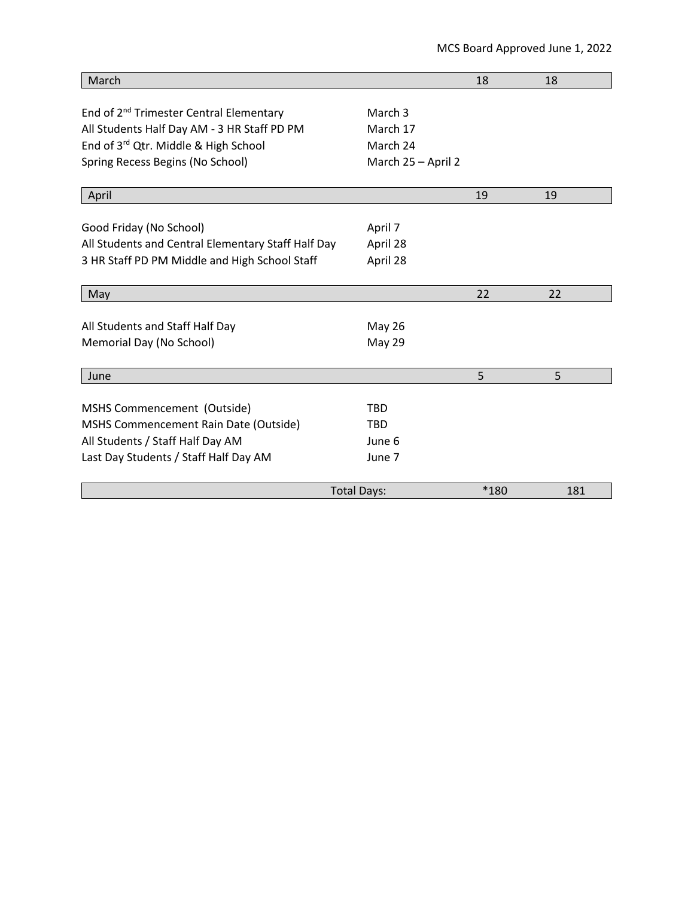MCS Board Approved June 1, 2022

| | | | |
|---|---|---|---|
| March | | 18 | 18 |
| End of 2nd Trimester Central Elementary | March 3 | | |
| All Students Half Day AM - 3 HR Staff PD PM | March 17 | | |
| End of 3rd Qtr. Middle & High School | March 24 | | |
| Spring Recess Begins (No School) | March 25 – April 2 | | |
| April | | 19 | 19 |
| Good Friday (No School) | April 7 | | |
| All Students and Central Elementary Staff Half Day | April 28 | | |
| 3 HR Staff PD PM Middle and High School Staff | April 28 | | |
| May | | 22 | 22 |
| All Students and Staff Half Day | May 26 | | |
| Memorial Day (No School) | May 29 | | |
| June | | 5 | 5 |
| MSHS Commencement (Outside) | TBD | | |
| MSHS Commencement Rain Date (Outside) | TBD | | |
| All Students / Staff Half Day AM | June 6 | | |
| Last Day Students / Staff Half Day AM | June 7 | | |
| | Total Days: | *180 | 181 |